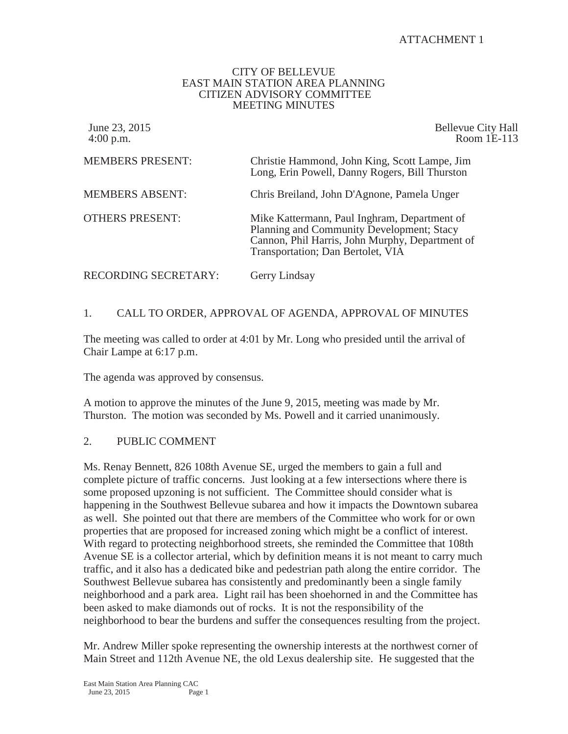ATTACHMENT 1

# CITY OF BELLEVUE
# EAST MAIN STATION AREA PLANNING
# CITIZEN ADVISORY COMMITTEE
# MEETING MINUTES

June 23, 2015
4:00 p.m.

Bellevue City Hall
Room 1E-113

| | |
|---|---|
| MEMBERS PRESENT: | Christie Hammond, John King, Scott Lampe, Jim Long, Erin Powell, Danny Rogers, Bill Thurston |
| MEMBERS ABSENT: | Chris Breiland, John D'Agnone, Pamela Unger |
| OTHERS PRESENT: | Mike Kattermann, Paul Inghram, Department of Planning and Community Development; Stacy Cannon, Phil Harris, John Murphy, Department of Transportation; Dan Bertolet, VIA |
| RECORDING SECRETARY: | Gerry Lindsay |

## 1. CALL TO ORDER, APPROVAL OF AGENDA, APPROVAL OF MINUTES

The meeting was called to order at 4:01 by Mr. Long who presided until the arrival of Chair Lampe at 6:17 p.m.

The agenda was approved by consensus.

A motion to approve the minutes of the June 9, 2015, meeting was made by Mr. Thurston. The motion was seconded by Ms. Powell and it carried unanimously.

## 2. PUBLIC COMMENT

Ms. Renay Bennett, 826 108th Avenue SE, urged the members to gain a full and complete picture of traffic concerns. Just looking at a few intersections where there is some proposed upzoning is not sufficient. The Committee should consider what is happening in the Southwest Bellevue subarea and how it impacts the Downtown subarea as well. She pointed out that there are members of the Committee who work for or own properties that are proposed for increased zoning which might be a conflict of interest. With regard to protecting neighborhood streets, she reminded the Committee that 108th Avenue SE is a collector arterial, which by definition means it is not meant to carry much traffic, and it also has a dedicated bike and pedestrian path along the entire corridor. The Southwest Bellevue subarea has consistently and predominantly been a single family neighborhood and a park area. Light rail has been shoehorned in and the Committee has been asked to make diamonds out of rocks. It is not the responsibility of the neighborhood to bear the burdens and suffer the consequences resulting from the project.

Mr. Andrew Miller spoke representing the ownership interests at the northwest corner of Main Street and 112th Avenue NE, the old Lexus dealership site. He suggested that the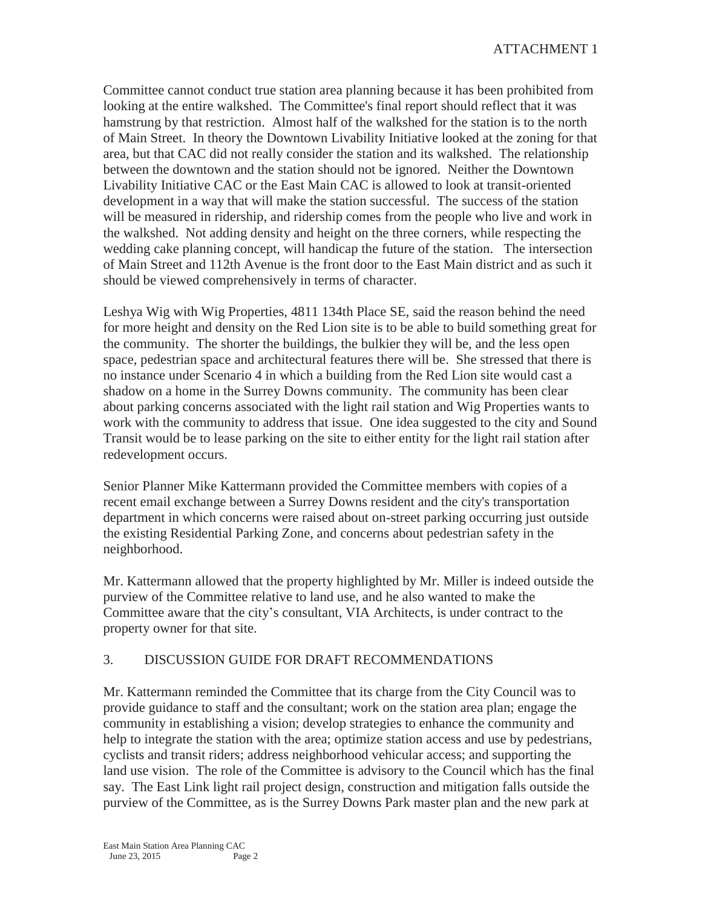Committee cannot conduct true station area planning because it has been prohibited from looking at the entire walkshed. The Committee's final report should reflect that it was hamstrung by that restriction. Almost half of the walkshed for the station is to the north of Main Street. In theory the Downtown Livability Initiative looked at the zoning for that area, but that CAC did not really consider the station and its walkshed. The relationship between the downtown and the station should not be ignored. Neither the Downtown Livability Initiative CAC or the East Main CAC is allowed to look at transit-oriented development in a way that will make the station successful. The success of the station will be measured in ridership, and ridership comes from the people who live and work in the walkshed. Not adding density and height on the three corners, while respecting the wedding cake planning concept, will handicap the future of the station. The intersection of Main Street and 112th Avenue is the front door to the East Main district and as such it should be viewed comprehensively in terms of character.

Leshya Wig with Wig Properties, 4811 134th Place SE, said the reason behind the need for more height and density on the Red Lion site is to be able to build something great for the community. The shorter the buildings, the bulkier they will be, and the less open space, pedestrian space and architectural features there will be. She stressed that there is no instance under Scenario 4 in which a building from the Red Lion site would cast a shadow on a home in the Surrey Downs community. The community has been clear about parking concerns associated with the light rail station and Wig Properties wants to work with the community to address that issue. One idea suggested to the city and Sound Transit would be to lease parking on the site to either entity for the light rail station after redevelopment occurs.

Senior Planner Mike Kattermann provided the Committee members with copies of a recent email exchange between a Surrey Downs resident and the city's transportation department in which concerns were raised about on-street parking occurring just outside the existing Residential Parking Zone, and concerns about pedestrian safety in the neighborhood.

Mr. Kattermann allowed that the property highlighted by Mr. Miller is indeed outside the purview of the Committee relative to land use, and he also wanted to make the Committee aware that the city's consultant, VIA Architects, is under contract to the property owner for that site.

## 3. DISCUSSION GUIDE FOR DRAFT RECOMMENDATIONS

Mr. Kattermann reminded the Committee that its charge from the City Council was to provide guidance to staff and the consultant; work on the station area plan; engage the community in establishing a vision; develop strategies to enhance the community and help to integrate the station with the area; optimize station access and use by pedestrians, cyclists and transit riders; address neighborhood vehicular access; and supporting the land use vision. The role of the Committee is advisory to the Council which has the final say. The East Link light rail project design, construction and mitigation falls outside the purview of the Committee, as is the Surrey Downs Park master plan and the new park at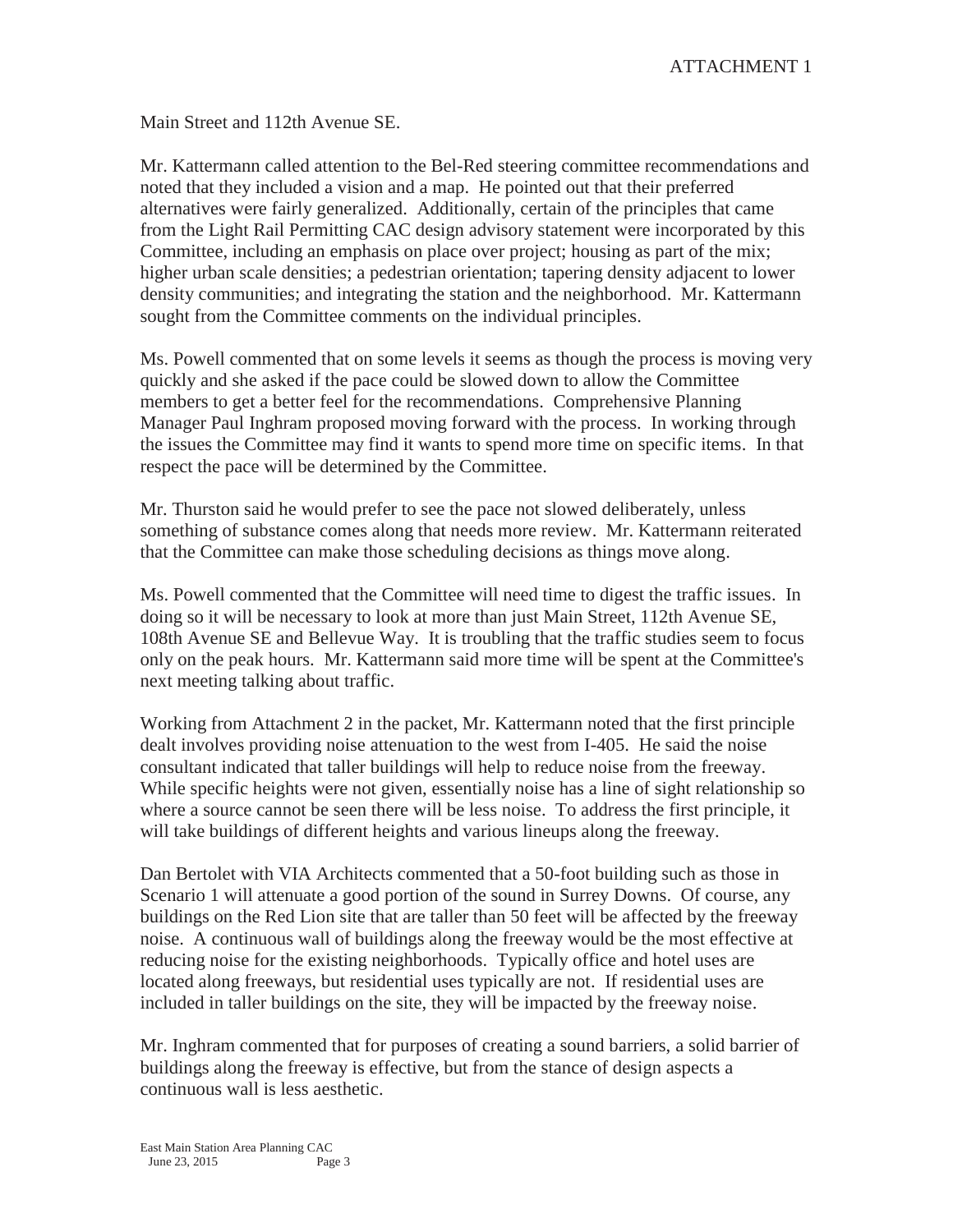Main Street and 112th Avenue SE.

Mr. Kattermann called attention to the Bel-Red steering committee recommendations and noted that they included a vision and a map. He pointed out that their preferred alternatives were fairly generalized. Additionally, certain of the principles that came from the Light Rail Permitting CAC design advisory statement were incorporated by this Committee, including an emphasis on place over project; housing as part of the mix; higher urban scale densities; a pedestrian orientation; tapering density adjacent to lower density communities; and integrating the station and the neighborhood. Mr. Kattermann sought from the Committee comments on the individual principles.

Ms. Powell commented that on some levels it seems as though the process is moving very quickly and she asked if the pace could be slowed down to allow the Committee members to get a better feel for the recommendations. Comprehensive Planning Manager Paul Inghram proposed moving forward with the process. In working through the issues the Committee may find it wants to spend more time on specific items. In that respect the pace will be determined by the Committee.

Mr. Thurston said he would prefer to see the pace not slowed deliberately, unless something of substance comes along that needs more review. Mr. Kattermann reiterated that the Committee can make those scheduling decisions as things move along.

Ms. Powell commented that the Committee will need time to digest the traffic issues. In doing so it will be necessary to look at more than just Main Street, 112th Avenue SE, 108th Avenue SE and Bellevue Way. It is troubling that the traffic studies seem to focus only on the peak hours. Mr. Kattermann said more time will be spent at the Committee's next meeting talking about traffic.

Working from Attachment 2 in the packet, Mr. Kattermann noted that the first principle dealt involves providing noise attenuation to the west from I-405. He said the noise consultant indicated that taller buildings will help to reduce noise from the freeway. While specific heights were not given, essentially noise has a line of sight relationship so where a source cannot be seen there will be less noise. To address the first principle, it will take buildings of different heights and various lineups along the freeway.

Dan Bertolet with VIA Architects commented that a 50-foot building such as those in Scenario 1 will attenuate a good portion of the sound in Surrey Downs. Of course, any buildings on the Red Lion site that are taller than 50 feet will be affected by the freeway noise. A continuous wall of buildings along the freeway would be the most effective at reducing noise for the existing neighborhoods. Typically office and hotel uses are located along freeways, but residential uses typically are not. If residential uses are included in taller buildings on the site, they will be impacted by the freeway noise.

Mr. Inghram commented that for purposes of creating a sound barriers, a solid barrier of buildings along the freeway is effective, but from the stance of design aspects a continuous wall is less aesthetic.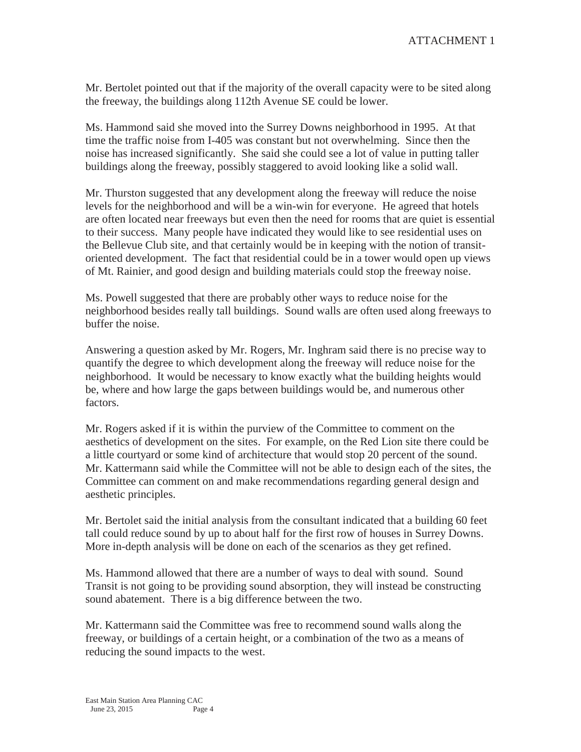Mr. Bertolet pointed out that if the majority of the overall capacity were to be sited along the freeway, the buildings along 112th Avenue SE could be lower.

Ms. Hammond said she moved into the Surrey Downs neighborhood in 1995. At that time the traffic noise from I-405 was constant but not overwhelming. Since then the noise has increased significantly. She said she could see a lot of value in putting taller buildings along the freeway, possibly staggered to avoid looking like a solid wall.

Mr. Thurston suggested that any development along the freeway will reduce the noise levels for the neighborhood and will be a win-win for everyone. He agreed that hotels are often located near freeways but even then the need for rooms that are quiet is essential to their success. Many people have indicated they would like to see residential uses on the Bellevue Club site, and that certainly would be in keeping with the notion of transit-oriented development. The fact that residential could be in a tower would open up views of Mt. Rainier, and good design and building materials could stop the freeway noise.

Ms. Powell suggested that there are probably other ways to reduce noise for the neighborhood besides really tall buildings. Sound walls are often used along freeways to buffer the noise.

Answering a question asked by Mr. Rogers, Mr. Inghram said there is no precise way to quantify the degree to which development along the freeway will reduce noise for the neighborhood. It would be necessary to know exactly what the building heights would be, where and how large the gaps between buildings would be, and numerous other factors.

Mr. Rogers asked if it is within the purview of the Committee to comment on the aesthetics of development on the sites. For example, on the Red Lion site there could be a little courtyard or some kind of architecture that would stop 20 percent of the sound. Mr. Kattermann said while the Committee will not be able to design each of the sites, the Committee can comment on and make recommendations regarding general design and aesthetic principles.

Mr. Bertolet said the initial analysis from the consultant indicated that a building 60 feet tall could reduce sound by up to about half for the first row of houses in Surrey Downs. More in-depth analysis will be done on each of the scenarios as they get refined.

Ms. Hammond allowed that there are a number of ways to deal with sound. Sound Transit is not going to be providing sound absorption, they will instead be constructing sound abatement. There is a big difference between the two.

Mr. Kattermann said the Committee was free to recommend sound walls along the freeway, or buildings of a certain height, or a combination of the two as a means of reducing the sound impacts to the west.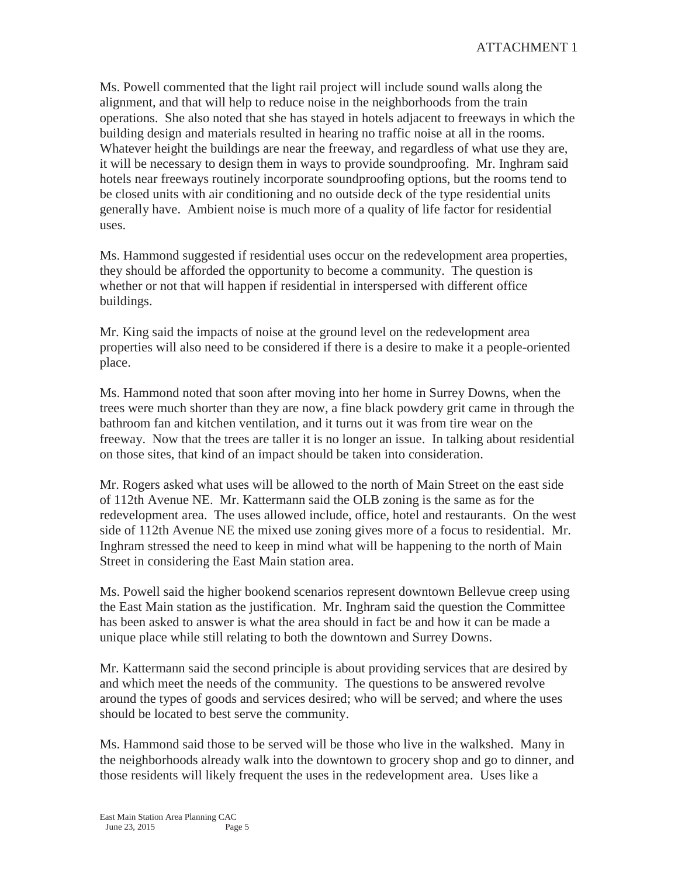Ms. Powell commented that the light rail project will include sound walls along the alignment, and that will help to reduce noise in the neighborhoods from the train operations. She also noted that she has stayed in hotels adjacent to freeways in which the building design and materials resulted in hearing no traffic noise at all in the rooms. Whatever height the buildings are near the freeway, and regardless of what use they are, it will be necessary to design them in ways to provide soundproofing. Mr. Inghram said hotels near freeways routinely incorporate soundproofing options, but the rooms tend to be closed units with air conditioning and no outside deck of the type residential units generally have. Ambient noise is much more of a quality of life factor for residential uses.

Ms. Hammond suggested if residential uses occur on the redevelopment area properties, they should be afforded the opportunity to become a community. The question is whether or not that will happen if residential in interspersed with different office buildings.

Mr. King said the impacts of noise at the ground level on the redevelopment area properties will also need to be considered if there is a desire to make it a people-oriented place.

Ms. Hammond noted that soon after moving into her home in Surrey Downs, when the trees were much shorter than they are now, a fine black powdery grit came in through the bathroom fan and kitchen ventilation, and it turns out it was from tire wear on the freeway. Now that the trees are taller it is no longer an issue. In talking about residential on those sites, that kind of an impact should be taken into consideration.

Mr. Rogers asked what uses will be allowed to the north of Main Street on the east side of 112th Avenue NE. Mr. Kattermann said the OLB zoning is the same as for the redevelopment area. The uses allowed include, office, hotel and restaurants. On the west side of 112th Avenue NE the mixed use zoning gives more of a focus to residential. Mr. Inghram stressed the need to keep in mind what will be happening to the north of Main Street in considering the East Main station area.

Ms. Powell said the higher bookend scenarios represent downtown Bellevue creep using the East Main station as the justification. Mr. Inghram said the question the Committee has been asked to answer is what the area should in fact be and how it can be made a unique place while still relating to both the downtown and Surrey Downs.

Mr. Kattermann said the second principle is about providing services that are desired by and which meet the needs of the community. The questions to be answered revolve around the types of goods and services desired; who will be served; and where the uses should be located to best serve the community.

Ms. Hammond said those to be served will be those who live in the walkshed. Many in the neighborhoods already walk into the downtown to grocery shop and go to dinner, and those residents will likely frequent the uses in the redevelopment area. Uses like a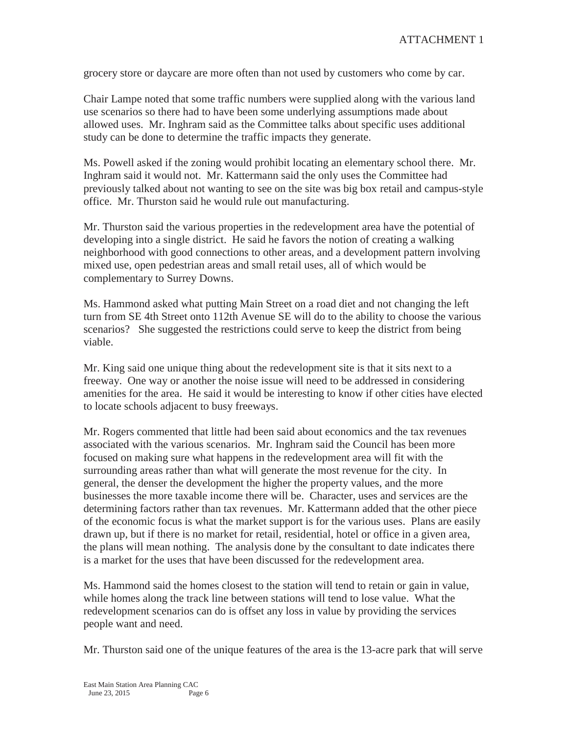grocery store or daycare are more often than not used by customers who come by car.

Chair Lampe noted that some traffic numbers were supplied along with the various land use scenarios so there had to have been some underlying assumptions made about allowed uses. Mr. Inghram said as the Committee talks about specific uses additional study can be done to determine the traffic impacts they generate.

Ms. Powell asked if the zoning would prohibit locating an elementary school there. Mr. Inghram said it would not. Mr. Kattermann said the only uses the Committee had previously talked about not wanting to see on the site was big box retail and campus-style office. Mr. Thurston said he would rule out manufacturing.

Mr. Thurston said the various properties in the redevelopment area have the potential of developing into a single district. He said he favors the notion of creating a walking neighborhood with good connections to other areas, and a development pattern involving mixed use, open pedestrian areas and small retail uses, all of which would be complementary to Surrey Downs.

Ms. Hammond asked what putting Main Street on a road diet and not changing the left turn from SE 4th Street onto 112th Avenue SE will do to the ability to choose the various scenarios? She suggested the restrictions could serve to keep the district from being viable.

Mr. King said one unique thing about the redevelopment site is that it sits next to a freeway. One way or another the noise issue will need to be addressed in considering amenities for the area. He said it would be interesting to know if other cities have elected to locate schools adjacent to busy freeways.

Mr. Rogers commented that little had been said about economics and the tax revenues associated with the various scenarios. Mr. Inghram said the Council has been more focused on making sure what happens in the redevelopment area will fit with the surrounding areas rather than what will generate the most revenue for the city. In general, the denser the development the higher the property values, and the more businesses the more taxable income there will be. Character, uses and services are the determining factors rather than tax revenues. Mr. Kattermann added that the other piece of the economic focus is what the market support is for the various uses. Plans are easily drawn up, but if there is no market for retail, residential, hotel or office in a given area, the plans will mean nothing. The analysis done by the consultant to date indicates there is a market for the uses that have been discussed for the redevelopment area.

Ms. Hammond said the homes closest to the station will tend to retain or gain in value, while homes along the track line between stations will tend to lose value. What the redevelopment scenarios can do is offset any loss in value by providing the services people want and need.

Mr. Thurston said one of the unique features of the area is the 13-acre park that will serve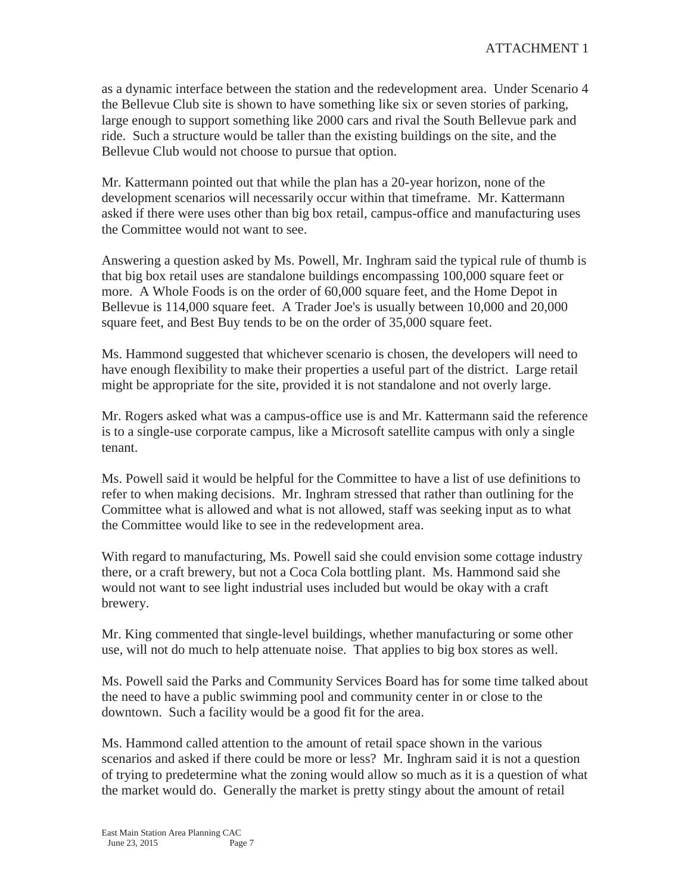as a dynamic interface between the station and the redevelopment area. Under Scenario 4 the Bellevue Club site is shown to have something like six or seven stories of parking, large enough to support something like 2000 cars and rival the South Bellevue park and ride. Such a structure would be taller than the existing buildings on the site, and the Bellevue Club would not choose to pursue that option.

Mr. Kattermann pointed out that while the plan has a 20-year horizon, none of the development scenarios will necessarily occur within that timeframe. Mr. Kattermann asked if there were uses other than big box retail, campus-office and manufacturing uses the Committee would not want to see.

Answering a question asked by Ms. Powell, Mr. Inghram said the typical rule of thumb is that big box retail uses are standalone buildings encompassing 100,000 square feet or more. A Whole Foods is on the order of 60,000 square feet, and the Home Depot in Bellevue is 114,000 square feet. A Trader Joe's is usually between 10,000 and 20,000 square feet, and Best Buy tends to be on the order of 35,000 square feet.

Ms. Hammond suggested that whichever scenario is chosen, the developers will need to have enough flexibility to make their properties a useful part of the district. Large retail might be appropriate for the site, provided it is not standalone and not overly large.

Mr. Rogers asked what was a campus-office use is and Mr. Kattermann said the reference is to a single-use corporate campus, like a Microsoft satellite campus with only a single tenant.

Ms. Powell said it would be helpful for the Committee to have a list of use definitions to refer to when making decisions. Mr. Inghram stressed that rather than outlining for the Committee what is allowed and what is not allowed, staff was seeking input as to what the Committee would like to see in the redevelopment area.

With regard to manufacturing, Ms. Powell said she could envision some cottage industry there, or a craft brewery, but not a Coca Cola bottling plant. Ms. Hammond said she would not want to see light industrial uses included but would be okay with a craft brewery.

Mr. King commented that single-level buildings, whether manufacturing or some other use, will not do much to help attenuate noise. That applies to big box stores as well.

Ms. Powell said the Parks and Community Services Board has for some time talked about the need to have a public swimming pool and community center in or close to the downtown. Such a facility would be a good fit for the area.

Ms. Hammond called attention to the amount of retail space shown in the various scenarios and asked if there could be more or less? Mr. Inghram said it is not a question of trying to predetermine what the zoning would allow so much as it is a question of what the market would do. Generally the market is pretty stingy about the amount of retail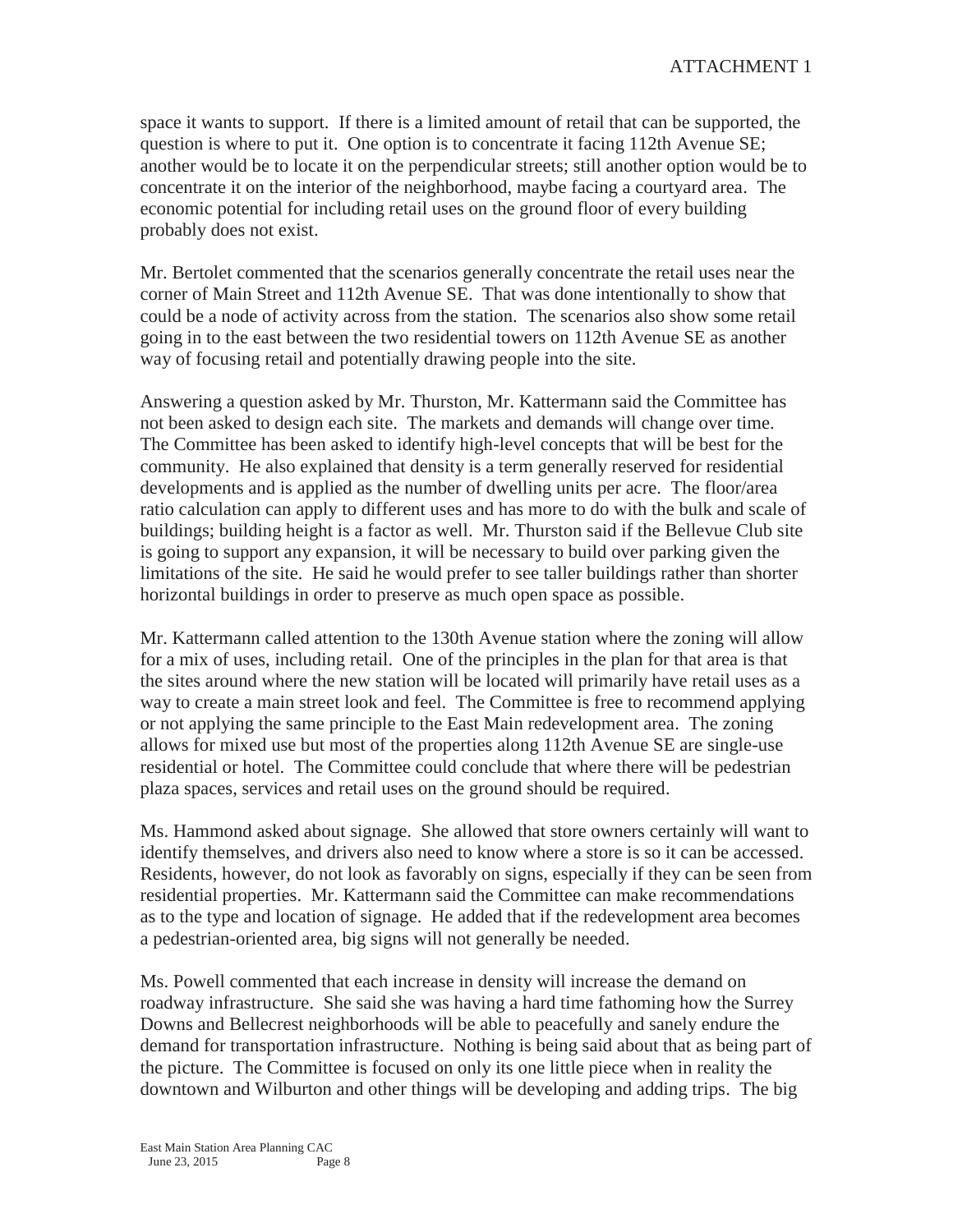space it wants to support. If there is a limited amount of retail that can be supported, the question is where to put it. One option is to concentrate it facing 112th Avenue SE; another would be to locate it on the perpendicular streets; still another option would be to concentrate it on the interior of the neighborhood, maybe facing a courtyard area. The economic potential for including retail uses on the ground floor of every building probably does not exist.

Mr. Bertolet commented that the scenarios generally concentrate the retail uses near the corner of Main Street and 112th Avenue SE. That was done intentionally to show that could be a node of activity across from the station. The scenarios also show some retail going in to the east between the two residential towers on 112th Avenue SE as another way of focusing retail and potentially drawing people into the site.

Answering a question asked by Mr. Thurston, Mr. Kattermann said the Committee has not been asked to design each site. The markets and demands will change over time. The Committee has been asked to identify high-level concepts that will be best for the community. He also explained that density is a term generally reserved for residential developments and is applied as the number of dwelling units per acre. The floor/area ratio calculation can apply to different uses and has more to do with the bulk and scale of buildings; building height is a factor as well. Mr. Thurston said if the Bellevue Club site is going to support any expansion, it will be necessary to build over parking given the limitations of the site. He said he would prefer to see taller buildings rather than shorter horizontal buildings in order to preserve as much open space as possible.

Mr. Kattermann called attention to the 130th Avenue station where the zoning will allow for a mix of uses, including retail. One of the principles in the plan for that area is that the sites around where the new station will be located will primarily have retail uses as a way to create a main street look and feel. The Committee is free to recommend applying or not applying the same principle to the East Main redevelopment area. The zoning allows for mixed use but most of the properties along 112th Avenue SE are single-use residential or hotel. The Committee could conclude that where there will be pedestrian plaza spaces, services and retail uses on the ground should be required.

Ms. Hammond asked about signage. She allowed that store owners certainly will want to identify themselves, and drivers also need to know where a store is so it can be accessed. Residents, however, do not look as favorably on signs, especially if they can be seen from residential properties. Mr. Kattermann said the Committee can make recommendations as to the type and location of signage. He added that if the redevelopment area becomes a pedestrian-oriented area, big signs will not generally be needed.

Ms. Powell commented that each increase in density will increase the demand on roadway infrastructure. She said she was having a hard time fathoming how the Surrey Downs and Bellecrest neighborhoods will be able to peacefully and sanely endure the demand for transportation infrastructure. Nothing is being said about that as being part of the picture. The Committee is focused on only its one little piece when in reality the downtown and Wilburton and other things will be developing and adding trips. The big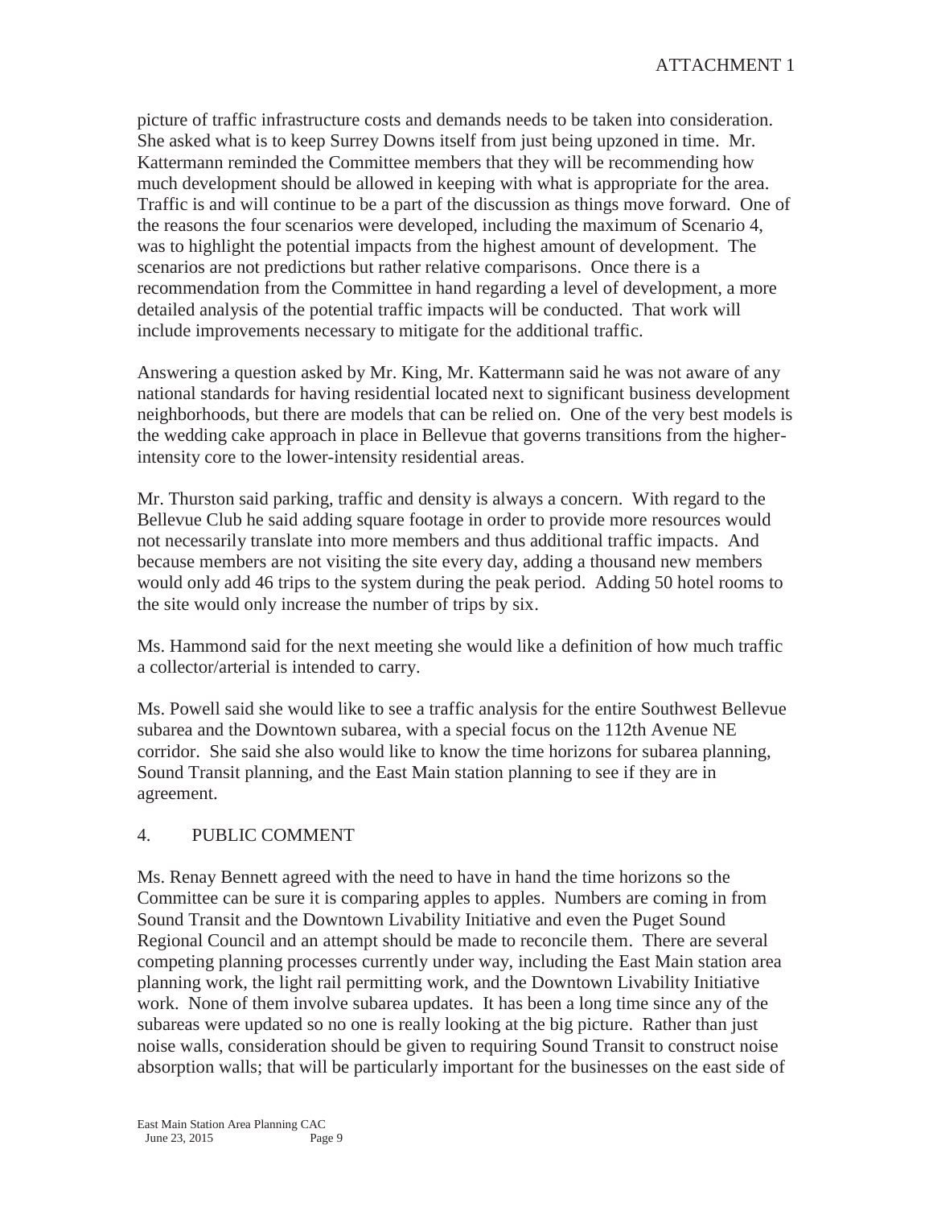picture of traffic infrastructure costs and demands needs to be taken into consideration. She asked what is to keep Surrey Downs itself from just being upzoned in time. Mr. Kattermann reminded the Committee members that they will be recommending how much development should be allowed in keeping with what is appropriate for the area. Traffic is and will continue to be a part of the discussion as things move forward. One of the reasons the four scenarios were developed, including the maximum of Scenario 4, was to highlight the potential impacts from the highest amount of development. The scenarios are not predictions but rather relative comparisons. Once there is a recommendation from the Committee in hand regarding a level of development, a more detailed analysis of the potential traffic impacts will be conducted. That work will include improvements necessary to mitigate for the additional traffic.

Answering a question asked by Mr. King, Mr. Kattermann said he was not aware of any national standards for having residential located next to significant business development neighborhoods, but there are models that can be relied on. One of the very best models is the wedding cake approach in place in Bellevue that governs transitions from the higher-intensity core to the lower-intensity residential areas.

Mr. Thurston said parking, traffic and density is always a concern. With regard to the Bellevue Club he said adding square footage in order to provide more resources would not necessarily translate into more members and thus additional traffic impacts. And because members are not visiting the site every day, adding a thousand new members would only add 46 trips to the system during the peak period. Adding 50 hotel rooms to the site would only increase the number of trips by six.

Ms. Hammond said for the next meeting she would like a definition of how much traffic a collector/arterial is intended to carry.

Ms. Powell said she would like to see a traffic analysis for the entire Southwest Bellevue subarea and the Downtown subarea, with a special focus on the 112th Avenue NE corridor. She said she also would like to know the time horizons for subarea planning, Sound Transit planning, and the East Main station planning to see if they are in agreement.

4. PUBLIC COMMENT

Ms. Renay Bennett agreed with the need to have in hand the time horizons so the Committee can be sure it is comparing apples to apples. Numbers are coming in from Sound Transit and the Downtown Livability Initiative and even the Puget Sound Regional Council and an attempt should be made to reconcile them. There are several competing planning processes currently under way, including the East Main station area planning work, the light rail permitting work, and the Downtown Livability Initiative work. None of them involve subarea updates. It has been a long time since any of the subareas were updated so no one is really looking at the big picture. Rather than just noise walls, consideration should be given to requiring Sound Transit to construct noise absorption walls; that will be particularly important for the businesses on the east side of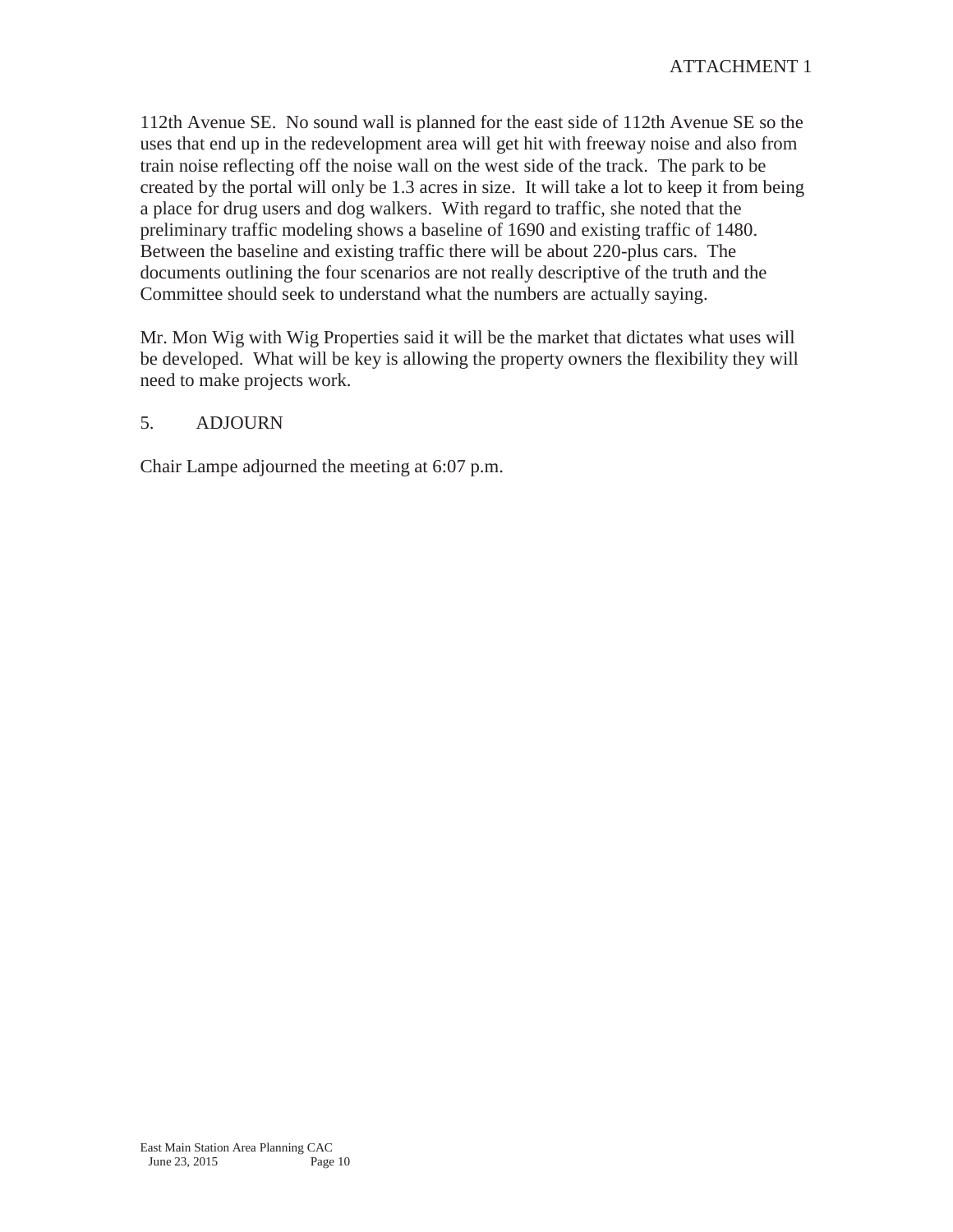112th Avenue SE. No sound wall is planned for the east side of 112th Avenue SE so the uses that end up in the redevelopment area will get hit with freeway noise and also from train noise reflecting off the noise wall on the west side of the track. The park to be created by the portal will only be 1.3 acres in size. It will take a lot to keep it from being a place for drug users and dog walkers. With regard to traffic, she noted that the preliminary traffic modeling shows a baseline of 1690 and existing traffic of 1480. Between the baseline and existing traffic there will be about 220-plus cars. The documents outlining the four scenarios are not really descriptive of the truth and the Committee should seek to understand what the numbers are actually saying.

Mr. Mon Wig with Wig Properties said it will be the market that dictates what uses will be developed. What will be key is allowing the property owners the flexibility they will need to make projects work.

5. ADJOURN

Chair Lampe adjourned the meeting at 6:07 p.m.